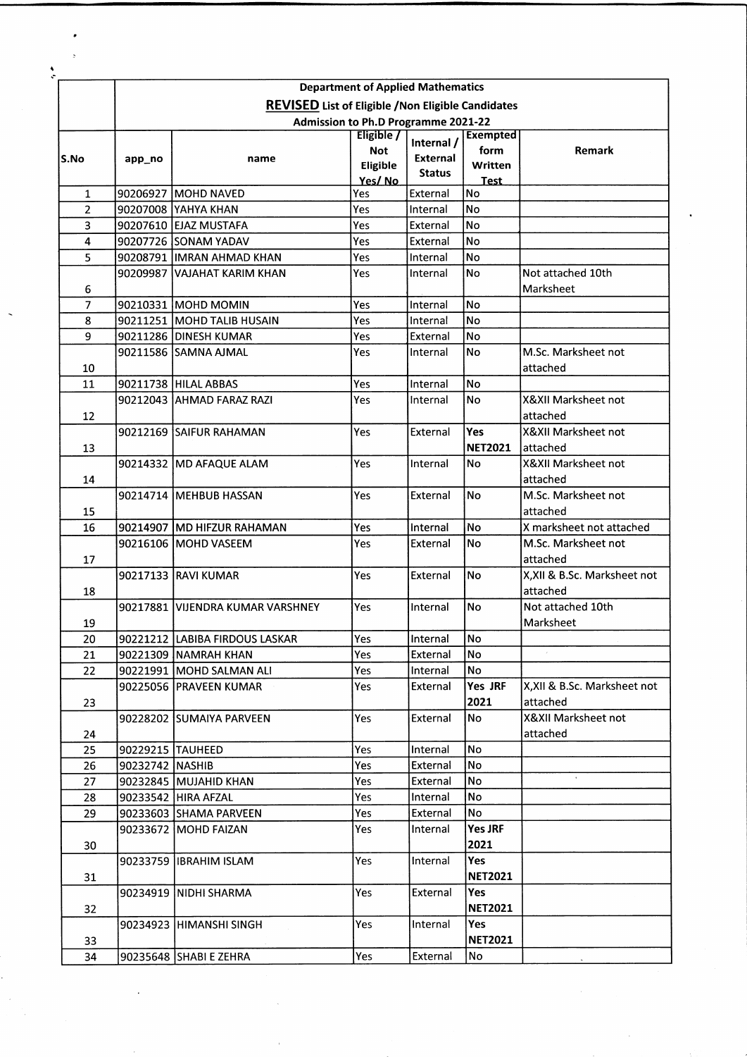**Department of Applied Mathematics**

**REVISED List of Eligible /Non Eligible Candidates**

**Admission to Ph.D Programme 2021-22**

| S.No | app_no | name | Eligible / Not Eligible Yes/ No | Internal / External Status | Exempted form Written Test | Remark |
|---|---|---|---|---|---|---|
| 1 | 90206927 | MOHD NAVED | Yes | External | No | |
| 2 | 90207008 | YAHYA KHAN | Yes | Internal | No | |
| 3 | 90207610 | EJAZ MUSTAFA | Yes | External | No | |
| 4 | 90207726 | SONAM YADAV | Yes | External | No | |
| 5 | 90208791 | IMRAN AHMAD KHAN | Yes | Internal | No | |
| 6 | 90209987 | VAJAHAT KARIM KHAN | Yes | Internal | No | Not attached 10th Marksheet |
| 7 | 90210331 | MOHD MOMIN | Yes | Internal | No | |
| 8 | 90211251 | MOHD TALIB HUSAIN | Yes | Internal | No | |
| 9 | 90211286 | DINESH KUMAR | Yes | External | No | |
| 10 | 90211586 | SAMNA AJMAL | Yes | Internal | No | M.Sc. Marksheet not attached |
| 11 | 90211738 | HILAL ABBAS | Yes | Internal | No | |
| 12 | 90212043 | AHMAD FARAZ RAZI | Yes | Internal | No | X&XII Marksheet not attached |
| 13 | 90212169 | SAIFUR RAHAMAN | Yes | External | **Yes NET2021** | X&XII Marksheet not attached |
| 14 | 90214332 | MD AFAQUE ALAM | Yes | Internal | No | X&XII Marksheet not attached |
| 15 | 90214714 | MEHBUB HASSAN | Yes | External | No | M.Sc. Marksheet not attached |
| 16 | 90214907 | MD HIFZUR RAHAMAN | Yes | Internal | No | X marksheet not attached |
| 17 | 90216106 | MOHD VASEEM | Yes | External | No | M.Sc. Marksheet not attached |
| 18 | 90217133 | RAVI KUMAR | Yes | External | No | X,XII & B.Sc. Marksheet not attached |
| 19 | 90217881 | VIJENDRA KUMAR VARSHNEY | Yes | Internal | No | Not attached 10th Marksheet |
| 20 | 90221212 | LABIBA FIRDOUS LASKAR | Yes | Internal | No | |
| 21 | 90221309 | NAMRAH KHAN | Yes | External | No | |
| 22 | 90221991 | MOHD SALMAN ALI | Yes | Internal | No | |
| 23 | 90225056 | PRAVEEN KUMAR | Yes | External | **Yes JRF 2021** | X,XII & B.Sc. Marksheet not attached |
| 24 | 90228202 | SUMAIYA PARVEEN | Yes | External | No | X&XII Marksheet not attached |
| 25 | 90229215 | TAUHEED | Yes | Internal | No | |
| 26 | 90232742 | NASHIB | Yes | External | No | |
| 27 | 90232845 | MUJAHID KHAN | Yes | External | No | |
| 28 | 90233542 | HIRA AFZAL | Yes | Internal | No | |
| 29 | 90233603 | SHAMA PARVEEN | Yes | External | No | |
| 30 | 90233672 | MOHD FAIZAN | Yes | Internal | **Yes JRF 2021** | |
| 31 | 90233759 | IBRAHIM ISLAM | Yes | Internal | **Yes NET2021** | |
| 32 | 90234919 | NIDHI SHARMA | Yes | External | **Yes NET2021** | |
| 33 | 90234923 | HIMANSHI SINGH | Yes | Internal | **Yes NET2021** | |
| 34 | 90235648 | SHABI E ZEHRA | Yes | External | No | |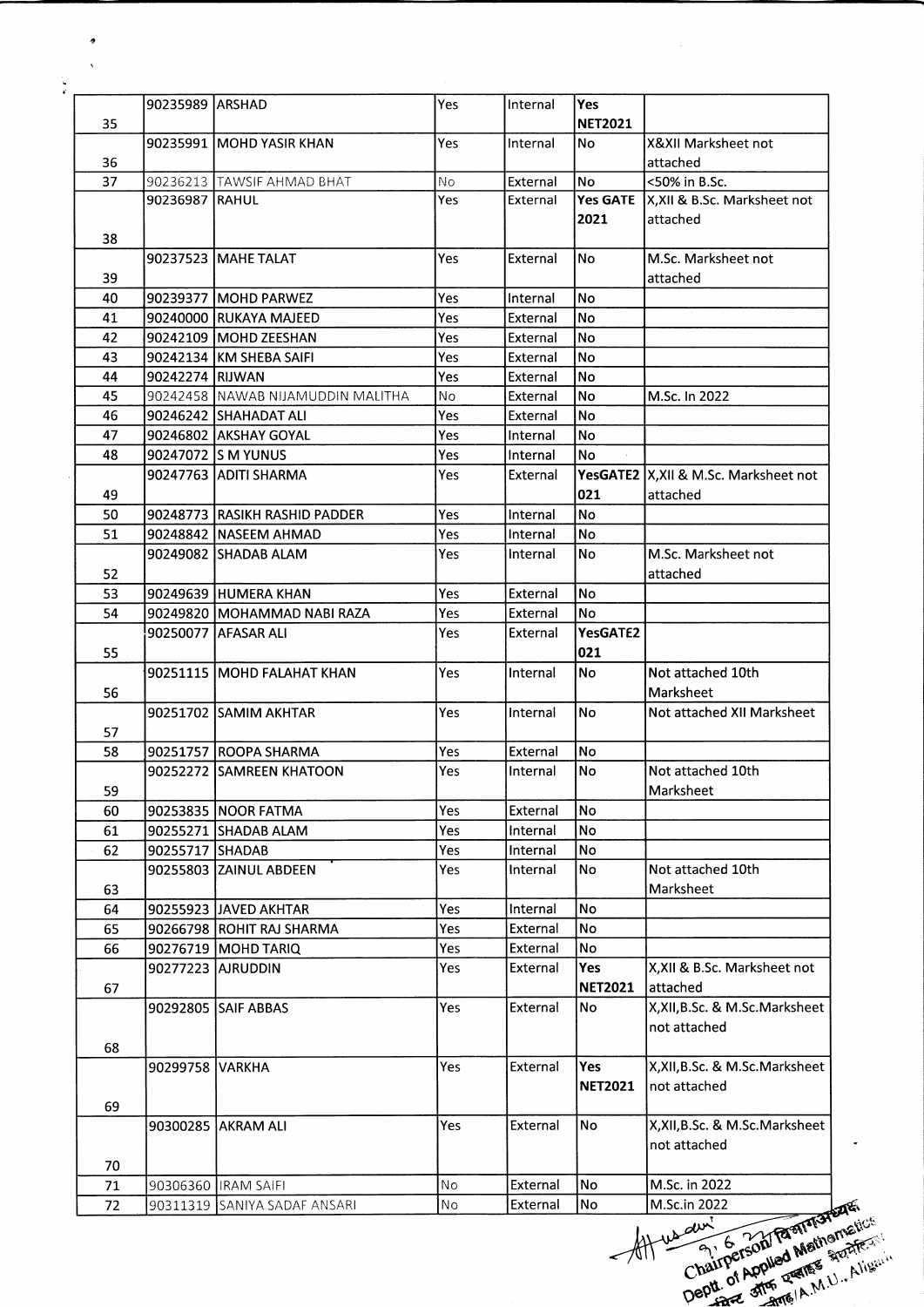| | | | | | | |
|---|---|---|---|---|---|---|
| 35 | 90235989 | ARSHAD | Yes | Internal | Yes NET2021 | |
| 36 | 90235991 | MOHD YASIR KHAN | Yes | Internal | No | X&XII Marksheet not attached |
| 37 | 90236213 | TAWSIF AHMAD BHAT | No | External | No | <50% in B.Sc. |
| 38 | 90236987 | RAHUL | Yes | External | Yes GATE 2021 | X,XII & B.Sc. Marksheet not attached |
| 39 | 90237523 | MAHE TALAT | Yes | External | No | M.Sc. Marksheet not attached |
| 40 | 90239377 | MOHD PARWEZ | Yes | Internal | No | |
| 41 | 90240000 | RUKAYA MAJEED | Yes | External | No | |
| 42 | 90242109 | MOHD ZEESHAN | Yes | External | No | |
| 43 | 90242134 | KM SHEBA SAIFI | Yes | External | No | |
| 44 | 90242274 | RIJWAN | Yes | External | No | |
| 45 | 90242458 | NAWAB NIJAMUDDIN MALITHA | No | External | No | M.Sc. In 2022 |
| 46 | 90246242 | SHAHADAT ALI | Yes | External | No | |
| 47 | 90246802 | AKSHAY GOYAL | Yes | Internal | No | |
| 48 | 90247072 | S M YUNUS | Yes | Internal | No | |
| 49 | 90247763 | ADITI SHARMA | Yes | External | YesGATE2021 | X,XII & M.Sc. Marksheet not attached |
| 50 | 90248773 | RASIKH RASHID PADDER | Yes | Internal | No | |
| 51 | 90248842 | NASEEM AHMAD | Yes | Internal | No | |
| 52 | 90249082 | SHADAB ALAM | Yes | Internal | No | M.Sc. Marksheet not attached |
| 53 | 90249639 | HUMERA KHAN | Yes | External | No | |
| 54 | 90249820 | MOHAMMAD NABI RAZA | Yes | External | No | |
| 55 | 90250077 | AFASAR ALI | Yes | External | YesGATE2021 | |
| 56 | 90251115 | MOHD FALAHAT KHAN | Yes | Internal | No | Not attached 10th Marksheet |
| 57 | 90251702 | SAMIM AKHTAR | Yes | Internal | No | Not attached XII Marksheet |
| 58 | 90251757 | ROOPA SHARMA | Yes | External | No | |
| 59 | 90252272 | SAMREEN KHATOON | Yes | Internal | No | Not attached 10th Marksheet |
| 60 | 90253835 | NOOR FATMA | Yes | External | No | |
| 61 | 90255271 | SHADAB ALAM | Yes | Internal | No | |
| 62 | 90255717 | SHADAB | Yes | Internal | No | |
| 63 | 90255803 | ZAINUL ABDEEN | Yes | Internal | No | Not attached 10th Marksheet |
| 64 | 90255923 | JAVED AKHTAR | Yes | Internal | No | |
| 65 | 90266798 | ROHIT RAJ SHARMA | Yes | External | No | |
| 66 | 90276719 | MOHD TARIQ | Yes | External | No | |
| 67 | 90277223 | AJRUDDIN | Yes | External | Yes NET2021 | X,XII & B.Sc. Marksheet not attached |
| 68 | 90292805 | SAIF ABBAS | Yes | External | No | X,XII,B.Sc. & M.Sc.Marksheet not attached |
| 69 | 90299758 | VARKHA | Yes | External | Yes NET2021 | X,XII,B.Sc. & M.Sc.Marksheet not attached |
| 70 | 90300285 | AKRAM ALI | Yes | External | No | X,XII,B.Sc. & M.Sc.Marksheet not attached |
| 71 | 90306360 | IRAM SAIFI | No | External | No | M.Sc. in 2022 |
| 72 | 90311319 | SANIYA SADAF ANSARI | No | External | No | M.Sc.in 2022 |

9.6.22
Chairperson
Deptt. of Applied Mathematics
A.M.U., Aligarh